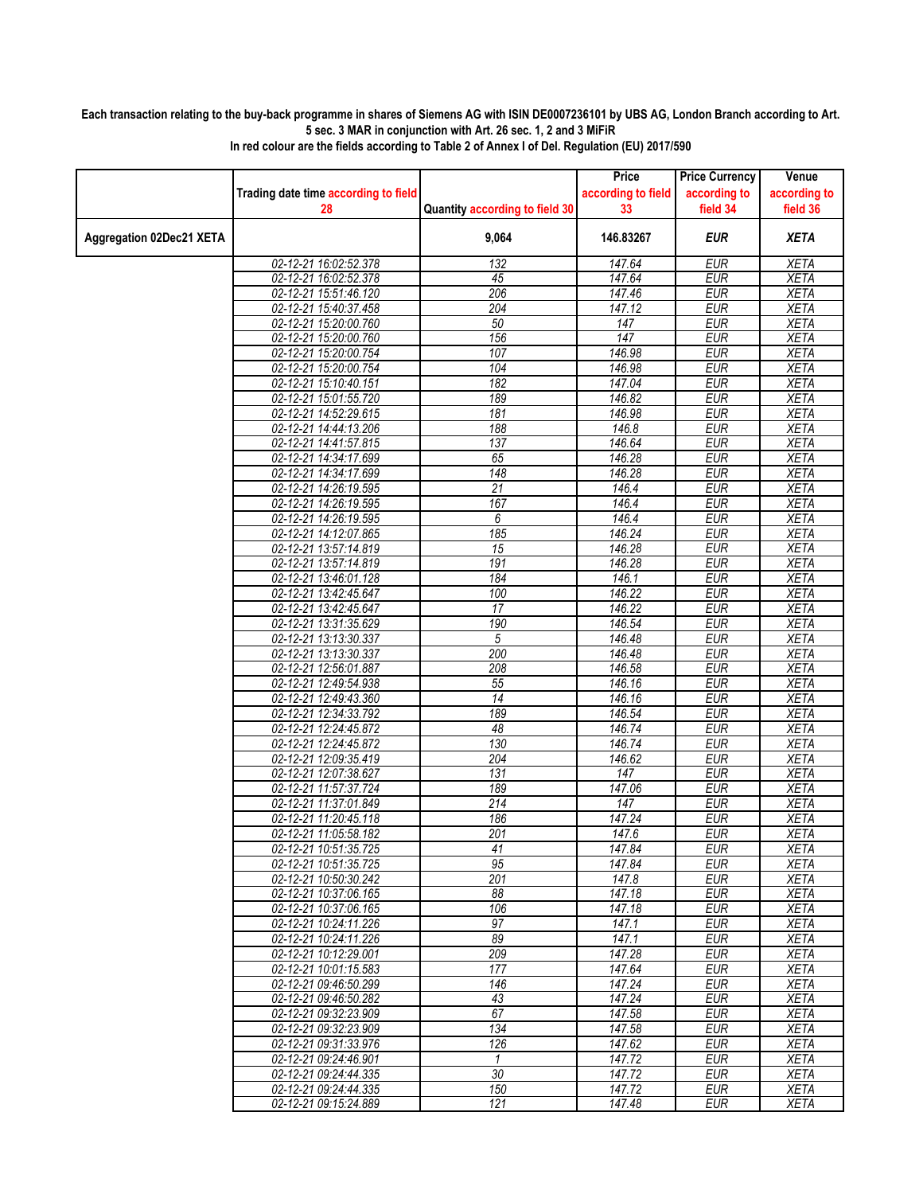**Each transaction relating to the buy-back programme in shares of Siemens AG with ISIN DE0007236101 by UBS AG, London Branch according to Art. 5 sec. 3 MAR in conjunction with Art. 26 sec. 1, 2 and 3 MiFiR**

**In red colour are the fields according to Table 2 of Annex I of Del. Regulation (EU) 2017/590**

| | Trading date time according to field 28 | Quantity according to field 30 | Price according to field 33 | Price Currency according to field 34 | Venue according to field 36 |
|---|---|---|---|---|---|
| **Aggregation 02Dec21 XETA** | | **9,064** | **146.83267** | ***EUR*** | ***XETA*** |
| | 02-12-21 16:02:52.378 | 132 | 147.64 | EUR | XETA |
| | 02-12-21 16:02:52.378 | 45 | 147.64 | EUR | XETA |
| | 02-12-21 15:51:46.120 | 206 | 147.46 | EUR | XETA |
| | 02-12-21 15:40:37.458 | 204 | 147.12 | EUR | XETA |
| | 02-12-21 15:20:00.760 | 50 | 147 | EUR | XETA |
| | 02-12-21 15:20:00.760 | 156 | 147 | EUR | XETA |
| | 02-12-21 15:20:00.754 | 107 | 146.98 | EUR | XETA |
| | 02-12-21 15:20:00.754 | 104 | 146.98 | EUR | XETA |
| | 02-12-21 15:10:40.151 | 182 | 147.04 | EUR | XETA |
| | 02-12-21 15:01:55.720 | 189 | 146.82 | EUR | XETA |
| | 02-12-21 14:52:29.615 | 181 | 146.98 | EUR | XETA |
| | 02-12-21 14:44:13.206 | 188 | 146.8 | EUR | XETA |
| | 02-12-21 14:41:57.815 | 137 | 146.64 | EUR | XETA |
| | 02-12-21 14:34:17.699 | 65 | 146.28 | EUR | XETA |
| | 02-12-21 14:34:17.699 | 148 | 146.28 | EUR | XETA |
| | 02-12-21 14:26:19.595 | 21 | 146.4 | EUR | XETA |
| | 02-12-21 14:26:19.595 | 167 | 146.4 | EUR | XETA |
| | 02-12-21 14:26:19.595 | 6 | 146.4 | EUR | XETA |
| | 02-12-21 14:12:07.865 | 185 | 146.24 | EUR | XETA |
| | 02-12-21 13:57:14.819 | 15 | 146.28 | EUR | XETA |
| | 02-12-21 13:57:14.819 | 191 | 146.28 | EUR | XETA |
| | 02-12-21 13:46:01.128 | 184 | 146.1 | EUR | XETA |
| | 02-12-21 13:42:45.647 | 100 | 146.22 | EUR | XETA |
| | 02-12-21 13:42:45.647 | 17 | 146.22 | EUR | XETA |
| | 02-12-21 13:31:35.629 | 190 | 146.54 | EUR | XETA |
| | 02-12-21 13:13:30.337 | 5 | 146.48 | EUR | XETA |
| | 02-12-21 13:13:30.337 | 200 | 146.48 | EUR | XETA |
| | 02-12-21 12:56:01.887 | 208 | 146.58 | EUR | XETA |
| | 02-12-21 12:49:54.938 | 55 | 146.16 | EUR | XETA |
| | 02-12-21 12:49:43.360 | 14 | 146.16 | EUR | XETA |
| | 02-12-21 12:34:33.792 | 189 | 146.54 | EUR | XETA |
| | 02-12-21 12:24:45.872 | 48 | 146.74 | EUR | XETA |
| | 02-12-21 12:24:45.872 | 130 | 146.74 | EUR | XETA |
| | 02-12-21 12:09:35.419 | 204 | 146.62 | EUR | XETA |
| | 02-12-21 12:07:38.627 | 131 | 147 | EUR | XETA |
| | 02-12-21 11:57:37.724 | 189 | 147.06 | EUR | XETA |
| | 02-12-21 11:37:01.849 | 214 | 147 | EUR | XETA |
| | 02-12-21 11:20:45.118 | 186 | 147.24 | EUR | XETA |
| | 02-12-21 11:05:58.182 | 201 | 147.6 | EUR | XETA |
| | 02-12-21 10:51:35.725 | 41 | 147.84 | EUR | XETA |
| | 02-12-21 10:51:35.725 | 95 | 147.84 | EUR | XETA |
| | 02-12-21 10:50:30.242 | 201 | 147.8 | EUR | XETA |
| | 02-12-21 10:37:06.165 | 88 | 147.18 | EUR | XETA |
| | 02-12-21 10:37:06.165 | 106 | 147.18 | EUR | XETA |
| | 02-12-21 10:24:11.226 | 97 | 147.1 | EUR | XETA |
| | 02-12-21 10:24:11.226 | 89 | 147.1 | EUR | XETA |
| | 02-12-21 10:12:29.001 | 209 | 147.28 | EUR | XETA |
| | 02-12-21 10:01:15.583 | 177 | 147.64 | EUR | XETA |
| | 02-12-21 09:46:50.299 | 146 | 147.24 | EUR | XETA |
| | 02-12-21 09:46:50.282 | 43 | 147.24 | EUR | XETA |
| | 02-12-21 09:32:23.909 | 67 | 147.58 | EUR | XETA |
| | 02-12-21 09:32:23.909 | 134 | 147.58 | EUR | XETA |
| | 02-12-21 09:31:33.976 | 126 | 147.62 | EUR | XETA |
| | 02-12-21 09:24:46.901 | 1 | 147.72 | EUR | XETA |
| | 02-12-21 09:24:44.335 | 30 | 147.72 | EUR | XETA |
| | 02-12-21 09:24:44.335 | 150 | 147.72 | EUR | XETA |
| | 02-12-21 09:15:24.889 | 121 | 147.48 | EUR | XETA |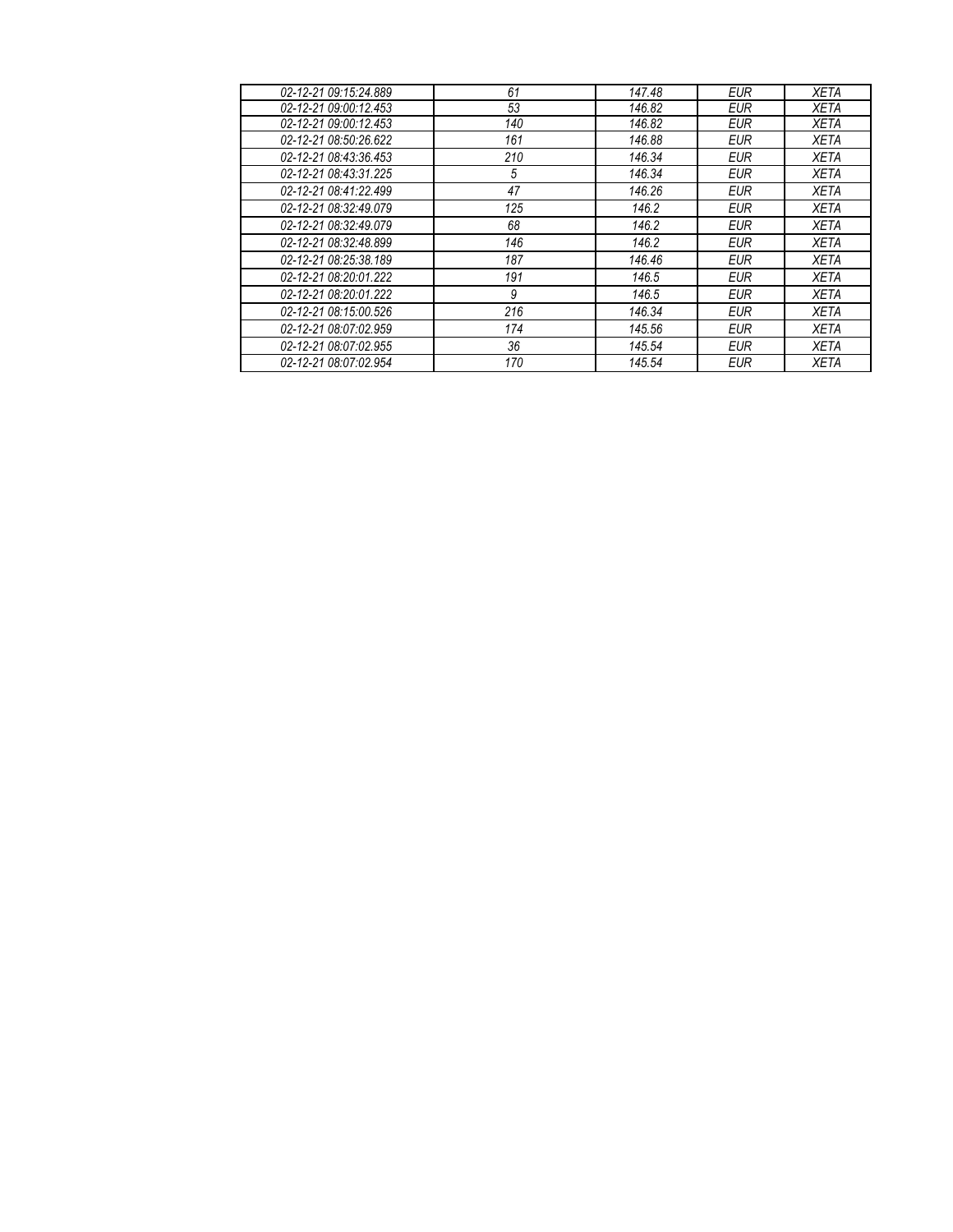| | | | | |
|---|---|---|---|---|
| *02-12-21 09:15:24.889* | *61* | *147.48* | *EUR* | *XETA* |
| *02-12-21 09:00:12.453* | *53* | *146.82* | *EUR* | *XETA* |
| *02-12-21 09:00:12.453* | *140* | *146.82* | *EUR* | *XETA* |
| *02-12-21 08:50:26.622* | *161* | *146.88* | *EUR* | *XETA* |
| *02-12-21 08:43:36.453* | *210* | *146.34* | *EUR* | *XETA* |
| *02-12-21 08:43:31.225* | *5* | *146.34* | *EUR* | *XETA* |
| *02-12-21 08:41:22.499* | *47* | *146.26* | *EUR* | *XETA* |
| *02-12-21 08:32:49.079* | *125* | *146.2* | *EUR* | *XETA* |
| *02-12-21 08:32:49.079* | *68* | *146.2* | *EUR* | *XETA* |
| *02-12-21 08:32:48.899* | *146* | *146.2* | *EUR* | *XETA* |
| *02-12-21 08:25:38.189* | *187* | *146.46* | *EUR* | *XETA* |
| *02-12-21 08:20:01.222* | *191* | *146.5* | *EUR* | *XETA* |
| *02-12-21 08:20:01.222* | *9* | *146.5* | *EUR* | *XETA* |
| *02-12-21 08:15:00.526* | *216* | *146.34* | *EUR* | *XETA* |
| *02-12-21 08:07:02.959* | *174* | *145.56* | *EUR* | *XETA* |
| *02-12-21 08:07:02.955* | *36* | *145.54* | *EUR* | *XETA* |
| *02-12-21 08:07:02.954* | *170* | *145.54* | *EUR* | *XETA* |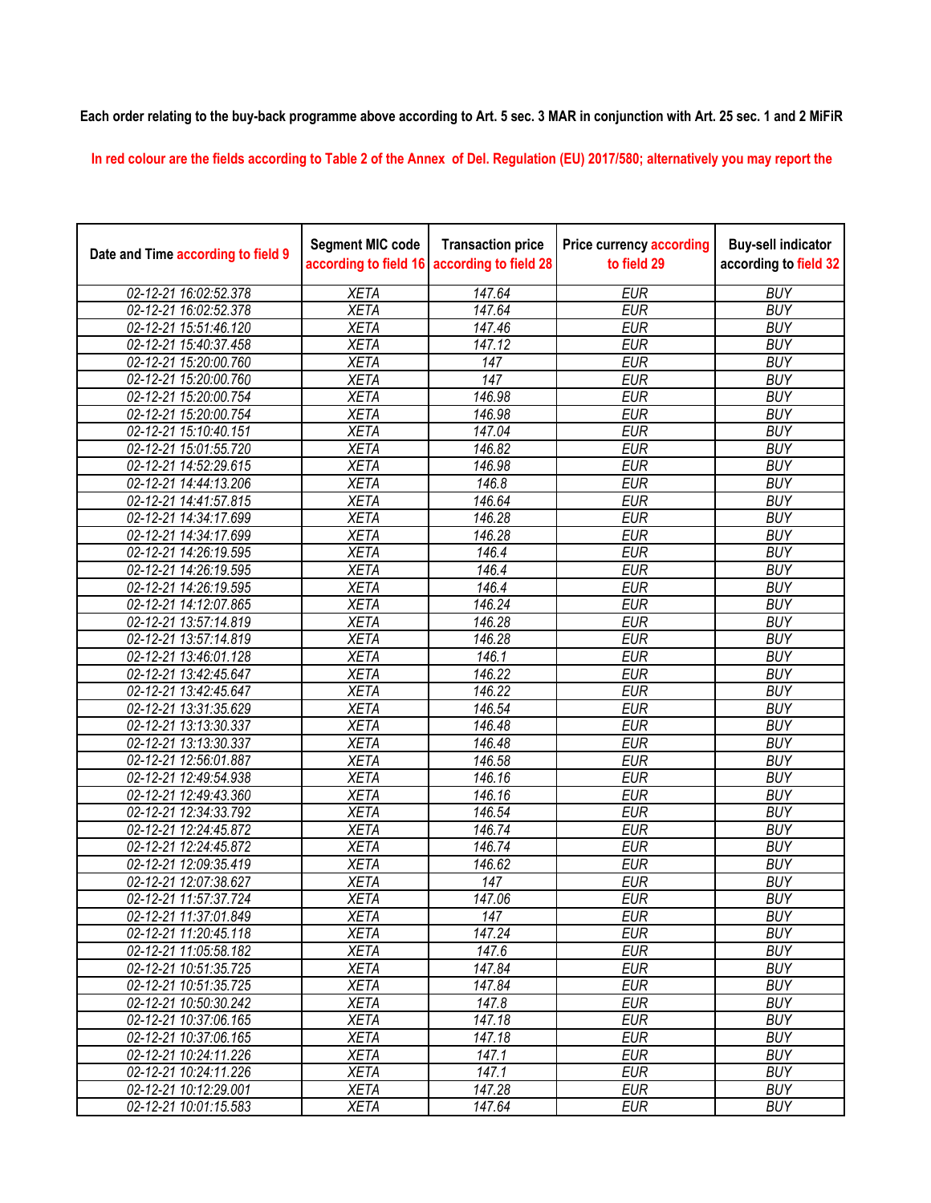**Each order relating to the buy-back programme above according to Art. 5 sec. 3 MAR in conjunction with Art. 25 sec. 1 and 2 MiFiR**

In red colour are the fields according to Table 2 of the Annex of Del. Regulation (EU) 2017/580; alternatively you may report the

| Date and Time according to field 9 | Segment MIC code according to field 16 | Transaction price according to field 28 | Price currency according to field 29 | Buy-sell indicator according to field 32 |
|---|---|---|---|---|
| 02-12-21 16:02:52.378 | XETA | 147.64 | EUR | BUY |
| 02-12-21 16:02:52.378 | XETA | 147.64 | EUR | BUY |
| 02-12-21 15:51:46.120 | XETA | 147.46 | EUR | BUY |
| 02-12-21 15:40:37.458 | XETA | 147.12 | EUR | BUY |
| 02-12-21 15:20:00.760 | XETA | 147 | EUR | BUY |
| 02-12-21 15:20:00.760 | XETA | 147 | EUR | BUY |
| 02-12-21 15:20:00.754 | XETA | 146.98 | EUR | BUY |
| 02-12-21 15:20:00.754 | XETA | 146.98 | EUR | BUY |
| 02-12-21 15:10:40.151 | XETA | 147.04 | EUR | BUY |
| 02-12-21 15:01:55.720 | XETA | 146.82 | EUR | BUY |
| 02-12-21 14:52:29.615 | XETA | 146.98 | EUR | BUY |
| 02-12-21 14:44:13.206 | XETA | 146.8 | EUR | BUY |
| 02-12-21 14:41:57.815 | XETA | 146.64 | EUR | BUY |
| 02-12-21 14:34:17.699 | XETA | 146.28 | EUR | BUY |
| 02-12-21 14:34:17.699 | XETA | 146.28 | EUR | BUY |
| 02-12-21 14:26:19.595 | XETA | 146.4 | EUR | BUY |
| 02-12-21 14:26:19.595 | XETA | 146.4 | EUR | BUY |
| 02-12-21 14:26:19.595 | XETA | 146.4 | EUR | BUY |
| 02-12-21 14:12:07.865 | XETA | 146.24 | EUR | BUY |
| 02-12-21 13:57:14.819 | XETA | 146.28 | EUR | BUY |
| 02-12-21 13:57:14.819 | XETA | 146.28 | EUR | BUY |
| 02-12-21 13:46:01.128 | XETA | 146.1 | EUR | BUY |
| 02-12-21 13:42:45.647 | XETA | 146.22 | EUR | BUY |
| 02-12-21 13:42:45.647 | XETA | 146.22 | EUR | BUY |
| 02-12-21 13:31:35.629 | XETA | 146.54 | EUR | BUY |
| 02-12-21 13:13:30.337 | XETA | 146.48 | EUR | BUY |
| 02-12-21 13:13:30.337 | XETA | 146.48 | EUR | BUY |
| 02-12-21 12:56:01.887 | XETA | 146.58 | EUR | BUY |
| 02-12-21 12:49:54.938 | XETA | 146.16 | EUR | BUY |
| 02-12-21 12:49:43.360 | XETA | 146.16 | EUR | BUY |
| 02-12-21 12:34:33.792 | XETA | 146.54 | EUR | BUY |
| 02-12-21 12:24:45.872 | XETA | 146.74 | EUR | BUY |
| 02-12-21 12:24:45.872 | XETA | 146.74 | EUR | BUY |
| 02-12-21 12:09:35.419 | XETA | 146.62 | EUR | BUY |
| 02-12-21 12:07:38.627 | XETA | 147 | EUR | BUY |
| 02-12-21 11:57:37.724 | XETA | 147.06 | EUR | BUY |
| 02-12-21 11:37:01.849 | XETA | 147 | EUR | BUY |
| 02-12-21 11:20:45.118 | XETA | 147.24 | EUR | BUY |
| 02-12-21 11:05:58.182 | XETA | 147.6 | EUR | BUY |
| 02-12-21 10:51:35.725 | XETA | 147.84 | EUR | BUY |
| 02-12-21 10:51:35.725 | XETA | 147.84 | EUR | BUY |
| 02-12-21 10:50:30.242 | XETA | 147.8 | EUR | BUY |
| 02-12-21 10:37:06.165 | XETA | 147.18 | EUR | BUY |
| 02-12-21 10:37:06.165 | XETA | 147.18 | EUR | BUY |
| 02-12-21 10:24:11.226 | XETA | 147.1 | EUR | BUY |
| 02-12-21 10:24:11.226 | XETA | 147.1 | EUR | BUY |
| 02-12-21 10:12:29.001 | XETA | 147.28 | EUR | BUY |
| 02-12-21 10:01:15.583 | XETA | 147.64 | EUR | BUY |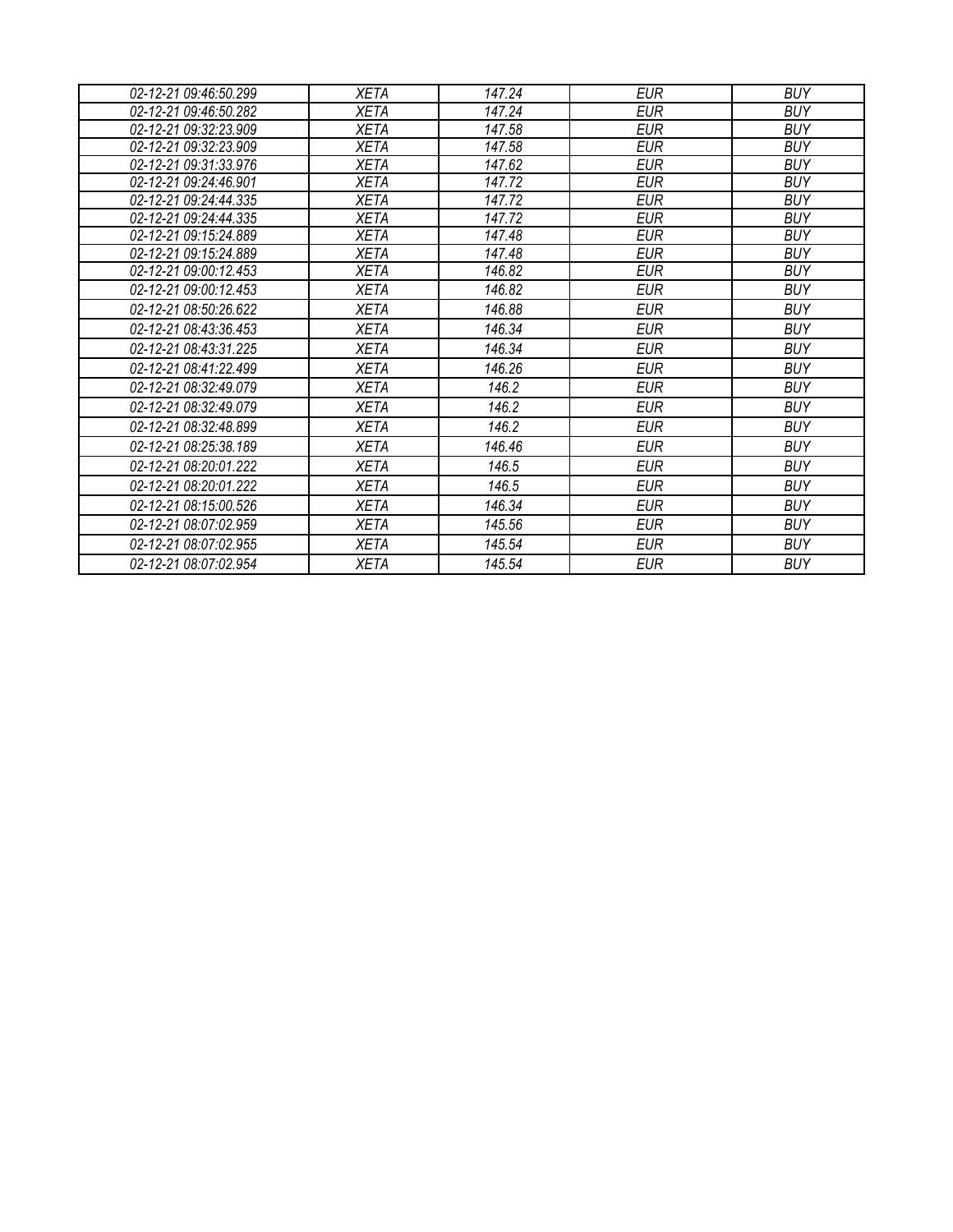| | | | | |
|---|---|---|---|---|
| *02-12-21 09:46:50.299* | *XETA* | *147.24* | *EUR* | *BUY* |
| *02-12-21 09:46:50.282* | *XETA* | *147.24* | *EUR* | *BUY* |
| *02-12-21 09:32:23.909* | *XETA* | *147.58* | *EUR* | *BUY* |
| *02-12-21 09:32:23.909* | *XETA* | *147.58* | *EUR* | *BUY* |
| *02-12-21 09:31:33.976* | *XETA* | *147.62* | *EUR* | *BUY* |
| *02-12-21 09:24:46.901* | *XETA* | *147.72* | *EUR* | *BUY* |
| *02-12-21 09:24:44.335* | *XETA* | *147.72* | *EUR* | *BUY* |
| *02-12-21 09:24:44.335* | *XETA* | *147.72* | *EUR* | *BUY* |
| *02-12-21 09:15:24.889* | *XETA* | *147.48* | *EUR* | *BUY* |
| *02-12-21 09:15:24.889* | *XETA* | *147.48* | *EUR* | *BUY* |
| *02-12-21 09:00:12.453* | *XETA* | *146.82* | *EUR* | *BUY* |
| *02-12-21 09:00:12.453* | *XETA* | *146.82* | *EUR* | *BUY* |
| *02-12-21 08:50:26.622* | *XETA* | *146.88* | *EUR* | *BUY* |
| *02-12-21 08:43:36.453* | *XETA* | *146.34* | *EUR* | *BUY* |
| *02-12-21 08:43:31.225* | *XETA* | *146.34* | *EUR* | *BUY* |
| *02-12-21 08:41:22.499* | *XETA* | *146.26* | *EUR* | *BUY* |
| *02-12-21 08:32:49.079* | *XETA* | *146.2* | *EUR* | *BUY* |
| *02-12-21 08:32:49.079* | *XETA* | *146.2* | *EUR* | *BUY* |
| *02-12-21 08:32:48.899* | *XETA* | *146.2* | *EUR* | *BUY* |
| *02-12-21 08:25:38.189* | *XETA* | *146.46* | *EUR* | *BUY* |
| *02-12-21 08:20:01.222* | *XETA* | *146.5* | *EUR* | *BUY* |
| *02-12-21 08:20:01.222* | *XETA* | *146.5* | *EUR* | *BUY* |
| *02-12-21 08:15:00.526* | *XETA* | *146.34* | *EUR* | *BUY* |
| *02-12-21 08:07:02.959* | *XETA* | *145.56* | *EUR* | *BUY* |
| *02-12-21 08:07:02.955* | *XETA* | *145.54* | *EUR* | *BUY* |
| *02-12-21 08:07:02.954* | *XETA* | *145.54* | *EUR* | *BUY* |